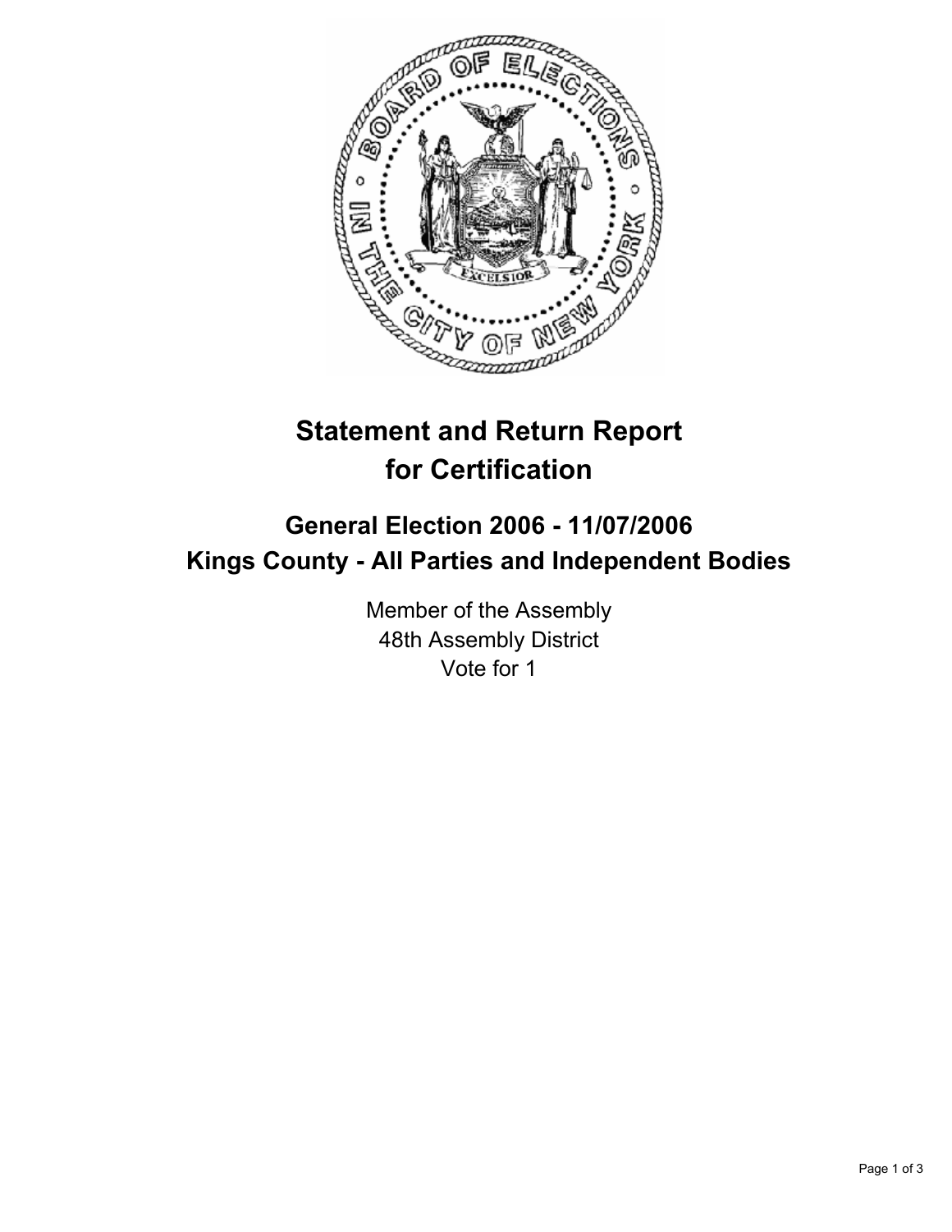# Statement and Return Report for Certification

## General Election 2006 - 11/07/2006
## Kings County - All Parties and Independent Bodies

Member of the Assembly
48th Assembly District
Vote for 1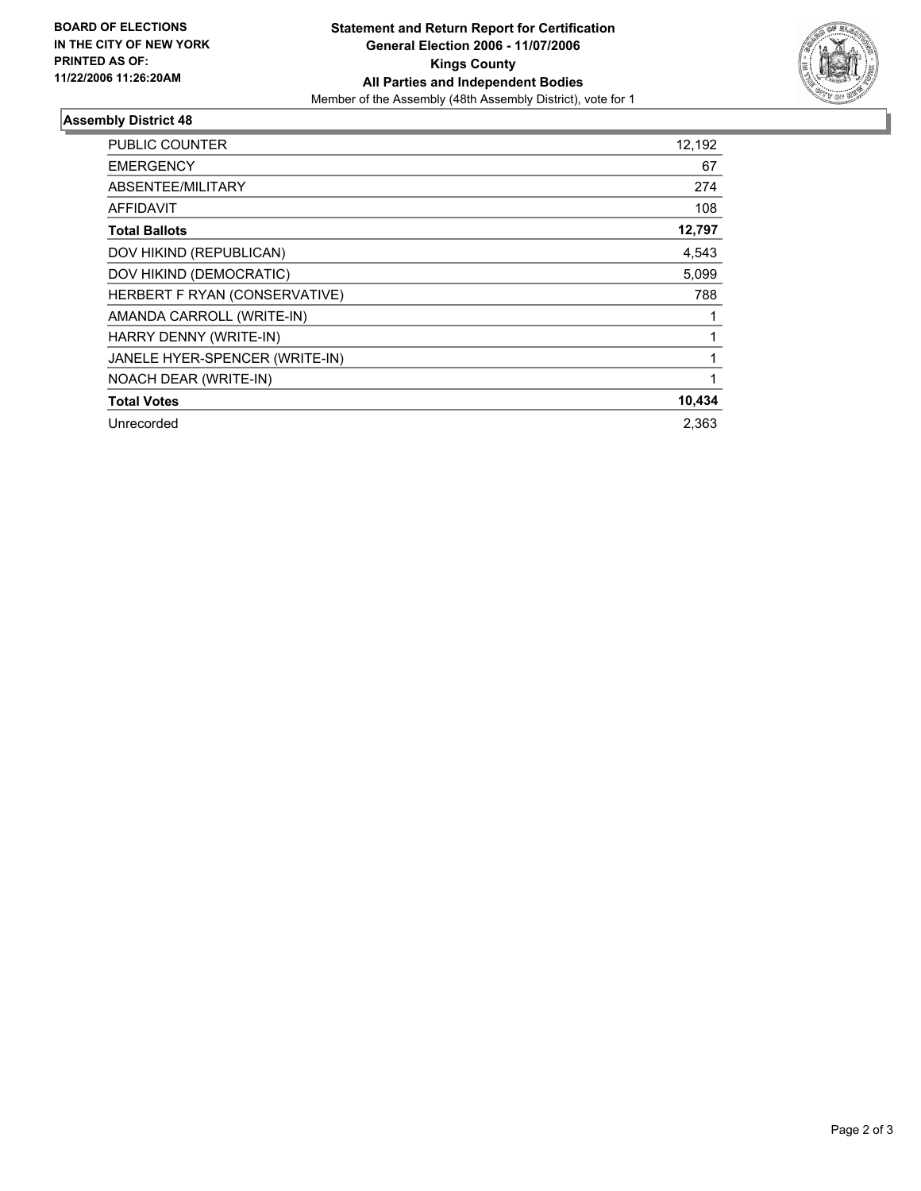**BOARD OF ELECTIONS IN THE CITY OF NEW YORK PRINTED AS OF: 11/22/2006 11:26:20AM**

**Statement and Return Report for Certification**
**General Election 2006 - 11/07/2006**
**Kings County**
**All Parties and Independent Bodies**
Member of the Assembly (48th Assembly District), vote for 1

## Assembly District 48

| | |
|---|---:|
| PUBLIC COUNTER | 12,192 |
| EMERGENCY | 67 |
| ABSENTEE/MILITARY | 274 |
| AFFIDAVIT | 108 |
| **Total Ballots** | **12,797** |
| DOV HIKIND (REPUBLICAN) | 4,543 |
| DOV HIKIND (DEMOCRATIC) | 5,099 |
| HERBERT F RYAN (CONSERVATIVE) | 788 |
| AMANDA CARROLL (WRITE-IN) | 1 |
| HARRY DENNY (WRITE-IN) | 1 |
| JANELE HYER-SPENCER (WRITE-IN) | 1 |
| NOACH DEAR (WRITE-IN) | 1 |
| **Total Votes** | **10,434** |
| Unrecorded | 2,363 |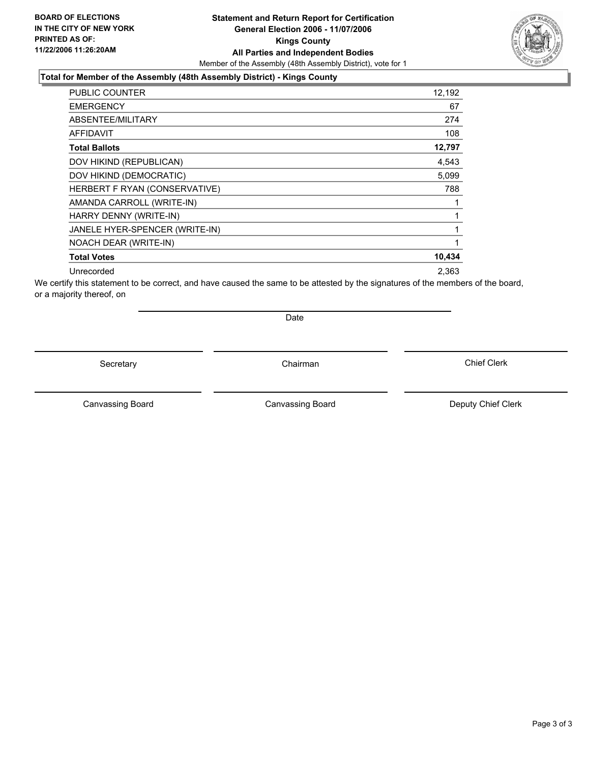**BOARD OF ELECTIONS IN THE CITY OF NEW YORK PRINTED AS OF: 11/22/2006 11:26:20AM**

**Statement and Return Report for Certification**
**General Election 2006 - 11/07/2006**
**Kings County**
**All Parties and Independent Bodies**
Member of the Assembly (48th Assembly District), vote for 1

### Total for Member of the Assembly (48th Assembly District) - Kings County

| | |
|---|---|
| PUBLIC COUNTER | 12,192 |
| EMERGENCY | 67 |
| ABSENTEE/MILITARY | 274 |
| AFFIDAVIT | 108 |
| **Total Ballots** | **12,797** |
| DOV HIKIND (REPUBLICAN) | 4,543 |
| DOV HIKIND (DEMOCRATIC) | 5,099 |
| HERBERT F RYAN (CONSERVATIVE) | 788 |
| AMANDA CARROLL (WRITE-IN) | 1 |
| HARRY DENNY (WRITE-IN) | 1 |
| JANELE HYER-SPENCER (WRITE-IN) | 1 |
| NOACH DEAR (WRITE-IN) | 1 |
| **Total Votes** | **10,434** |
| Unrecorded | 2,363 |

We certify this statement to be correct, and have caused the same to be attested by the signatures of the members of the board, or a majority thereof, on

Date

Secretary

Chairman

Chief Clerk

Canvassing Board

Canvassing Board

Deputy Chief Clerk